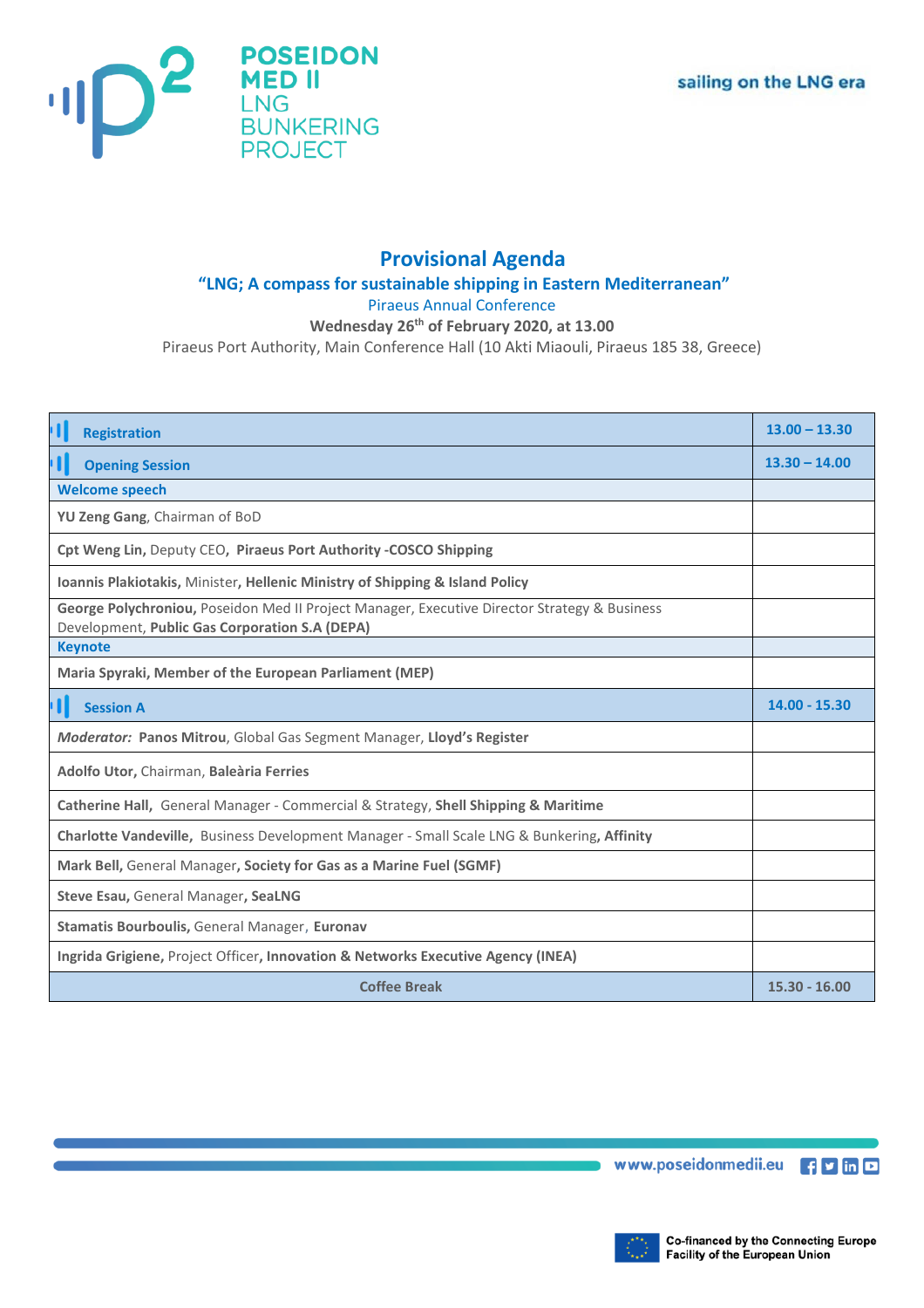POSEIDON MED II
LNG BUNKERING PROJECT

sailing on the LNG era

# Provisional Agenda

## "LNG; A compass for sustainable shipping in Eastern Mediterranean"

Piraeus Annual Conference

**Wednesday 26th of February 2020, at 13.00**

Piraeus Port Authority, Main Conference Hall (10 Akti Miaouli, Piraeus 185 38, Greece)

| Session | Time |
|---|---|
| **Registration** | **13.00 – 13.30** |
| **Opening Session** | **13.30 – 14.00** |
| **Welcome speech** | |
| **YU Zeng Gang**, Chairman of BoD | |
| **Cpt Weng Lin**, Deputy CEO, **Piraeus Port Authority -COSCO Shipping** | |
| **Ioannis Plakiotakis**, Minister, **Hellenic Ministry of Shipping & Island Policy** | |
| **George Polychroniou**, Poseidon Med II Project Manager, Executive Director Strategy & Business Development, **Public Gas Corporation S.A (DEPA)** | |
| **Keynote** | |
| **Maria Spyraki, Member of the European Parliament (MEP)** | |
| **Session A** | **14.00 - 15.30** |
| ***Moderator:*** **Panos Mitrou**, Global Gas Segment Manager, **Lloyd's Register** | |
| **Adolfo Utor**, Chairman, **Baleària Ferries** | |
| **Catherine Hall**, General Manager - Commercial & Strategy, **Shell Shipping & Maritime** | |
| **Charlotte Vandeville**, Business Development Manager - Small Scale LNG & Bunkering, **Affinity** | |
| **Mark Bell**, General Manager, **Society for Gas as a Marine Fuel (SGMF)** | |
| **Steve Esau**, General Manager, **SeaLNG** | |
| **Stamatis Bourboulis**, General Manager, **Euronav** | |
| **Ingrida Grigiene**, Project Officer, **Innovation & Networks Executive Agency (INEA)** | |
| **Coffee Break** | **15.30 - 16.00** |

www.poseidonmedii.eu

Co-financed by the Connecting Europe Facility of the European Union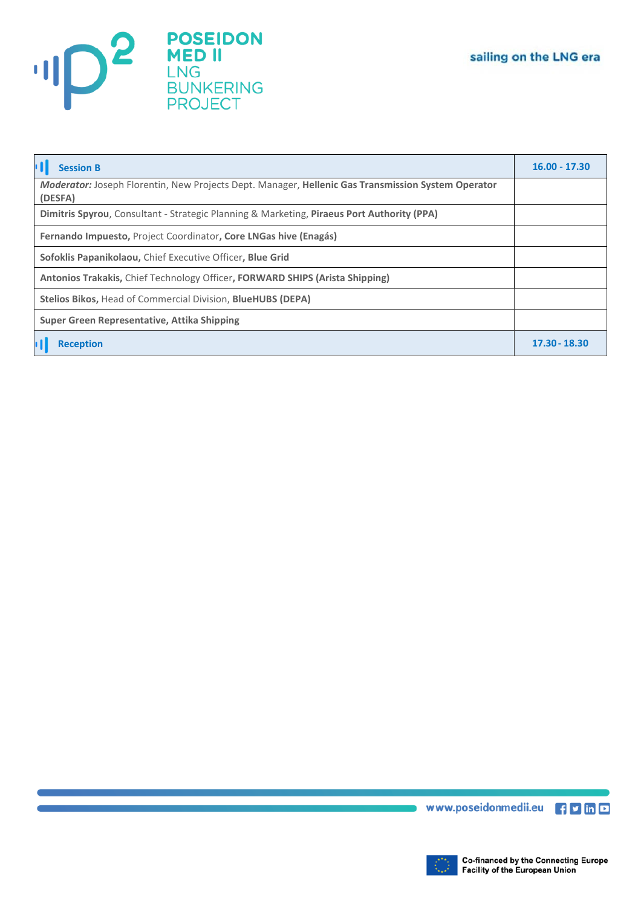| | |
|---|---|
| **Session B** | **16.00 - 17.30** |
| ***Moderator:*** Joseph Florentin, New Projects Dept. Manager, **Hellenic Gas Transmission System Operator (DESFA)** | |
| **Dimitris Spyrou**, Consultant - Strategic Planning & Marketing, **Piraeus Port Authority (PPA)** | |
| **Fernando Impuesto,** Project Coordinator**, Core LNGas hive (Enagás)** | |
| **Sofoklis Papanikolaou,** Chief Executive Officer**, Blue Grid** | |
| **Antonios Trakakis,** Chief Technology Officer**, FORWARD SHIPS (Arista Shipping)** | |
| **Stelios Bikos,** Head of Commercial Division**, BlueHUBS (DEPA)** | |
| **Super Green Representative, Attika Shipping** | |
| **Reception** | **17.30 - 18.30** |